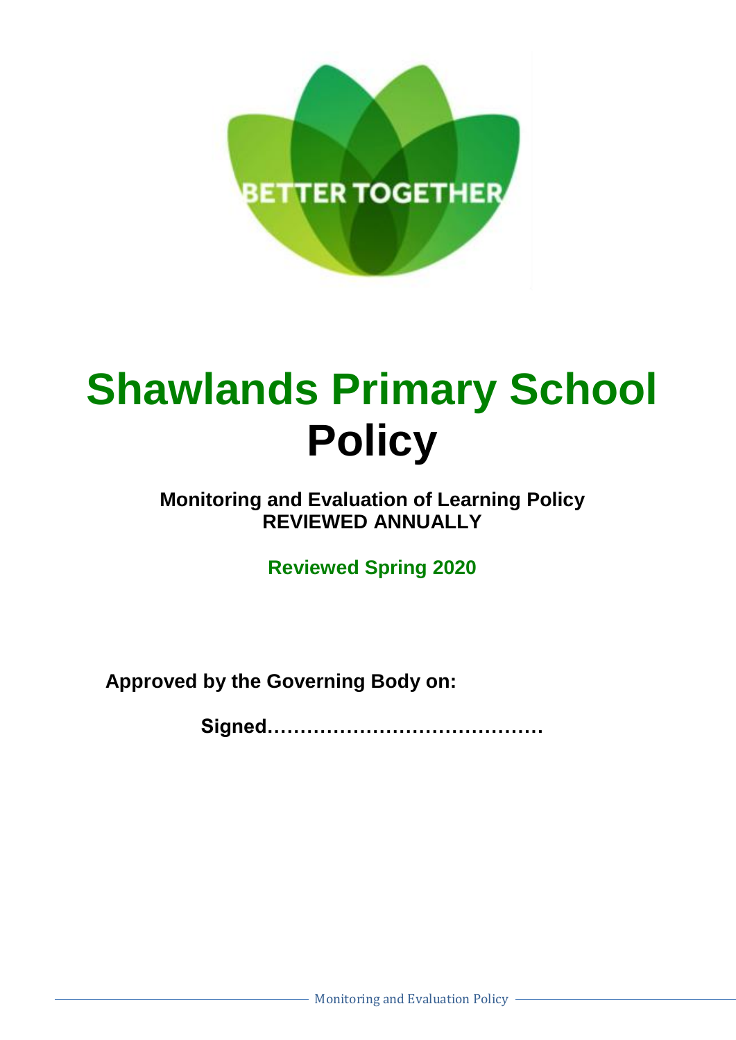BETTER TOGETHER

# Shawlands Primary School Policy

**Monitoring and Evaluation of Learning Policy**
**REVIEWED ANNUALLY**

**Reviewed Spring 2020**

**Approved by the Governing Body on:**

**Signed……………………………………**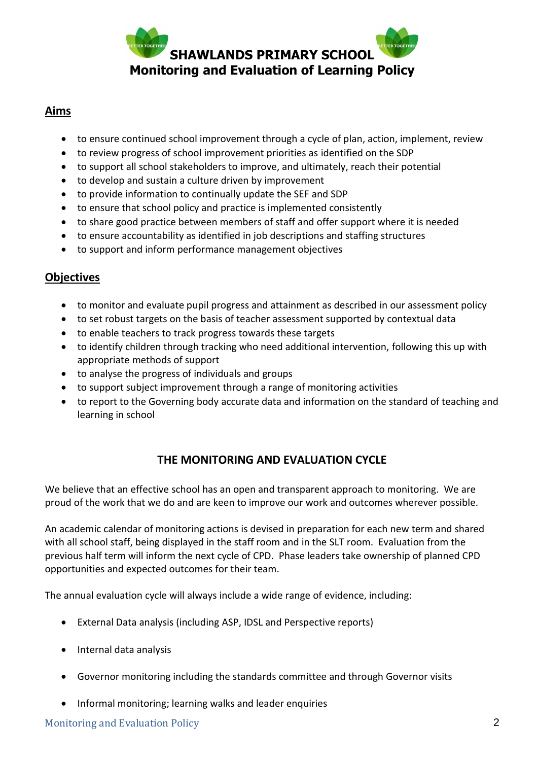# SHAWLANDS PRIMARY SCHOOL
# Monitoring and Evaluation of Learning Policy

## Aims

- to ensure continued school improvement through a cycle of plan, action, implement, review
- to review progress of school improvement priorities as identified on the SDP
- to support all school stakeholders to improve, and ultimately, reach their potential
- to develop and sustain a culture driven by improvement
- to provide information to continually update the SEF and SDP
- to ensure that school policy and practice is implemented consistently
- to share good practice between members of staff and offer support where it is needed
- to ensure accountability as identified in job descriptions and staffing structures
- to support and inform performance management objectives

## Objectives

- to monitor and evaluate pupil progress and attainment as described in our assessment policy
- to set robust targets on the basis of teacher assessment supported by contextual data
- to enable teachers to track progress towards these targets
- to identify children through tracking who need additional intervention, following this up with appropriate methods of support
- to analyse the progress of individuals and groups
- to support subject improvement through a range of monitoring activities
- to report to the Governing body accurate data and information on the standard of teaching and learning in school

## THE MONITORING AND EVALUATION CYCLE

We believe that an effective school has an open and transparent approach to monitoring. We are proud of the work that we do and are keen to improve our work and outcomes wherever possible.

An academic calendar of monitoring actions is devised in preparation for each new term and shared with all school staff, being displayed in the staff room and in the SLT room. Evaluation from the previous half term will inform the next cycle of CPD. Phase leaders take ownership of planned CPD opportunities and expected outcomes for their team.

The annual evaluation cycle will always include a wide range of evidence, including:

- External Data analysis (including ASP, IDSL and Perspective reports)
- Internal data analysis
- Governor monitoring including the standards committee and through Governor visits
- Informal monitoring; learning walks and leader enquiries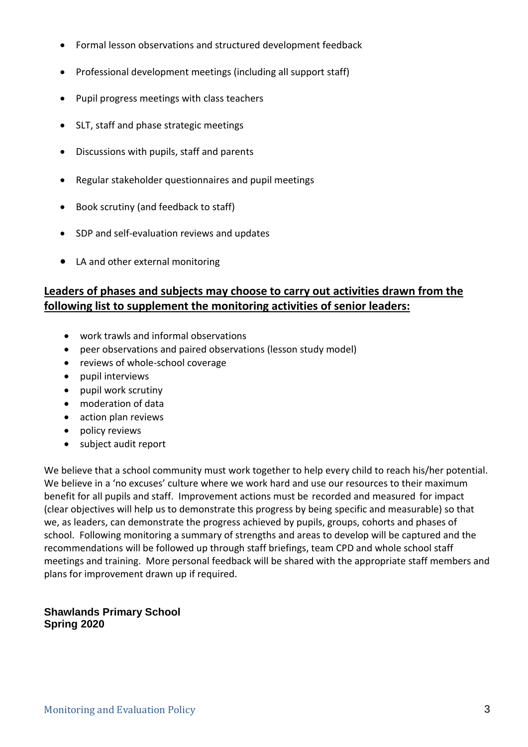- Formal lesson observations and structured development feedback
- Professional development meetings (including all support staff)
- Pupil progress meetings with class teachers
- SLT, staff and phase strategic meetings
- Discussions with pupils, staff and parents
- Regular stakeholder questionnaires and pupil meetings
- Book scrutiny (and feedback to staff)
- SDP and self-evaluation reviews and updates
- LA and other external monitoring

## Leaders of phases and subjects may choose to carry out activities drawn from the following list to supplement the monitoring activities of senior leaders:

- work trawls and informal observations
- peer observations and paired observations (lesson study model)
- reviews of whole-school coverage
- pupil interviews
- pupil work scrutiny
- moderation of data
- action plan reviews
- policy reviews
- subject audit report

We believe that a school community must work together to help every child to reach his/her potential. We believe in a 'no excuses' culture where we work hard and use our resources to their maximum benefit for all pupils and staff. Improvement actions must be recorded and measured for impact (clear objectives will help us to demonstrate this progress by being specific and measurable) so that we, as leaders, can demonstrate the progress achieved by pupils, groups, cohorts and phases of school. Following monitoring a summary of strengths and areas to develop will be captured and the recommendations will be followed up through staff briefings, team CPD and whole school staff meetings and training. More personal feedback will be shared with the appropriate staff members and plans for improvement drawn up if required.

**Shawlands Primary School**
**Spring 2020**